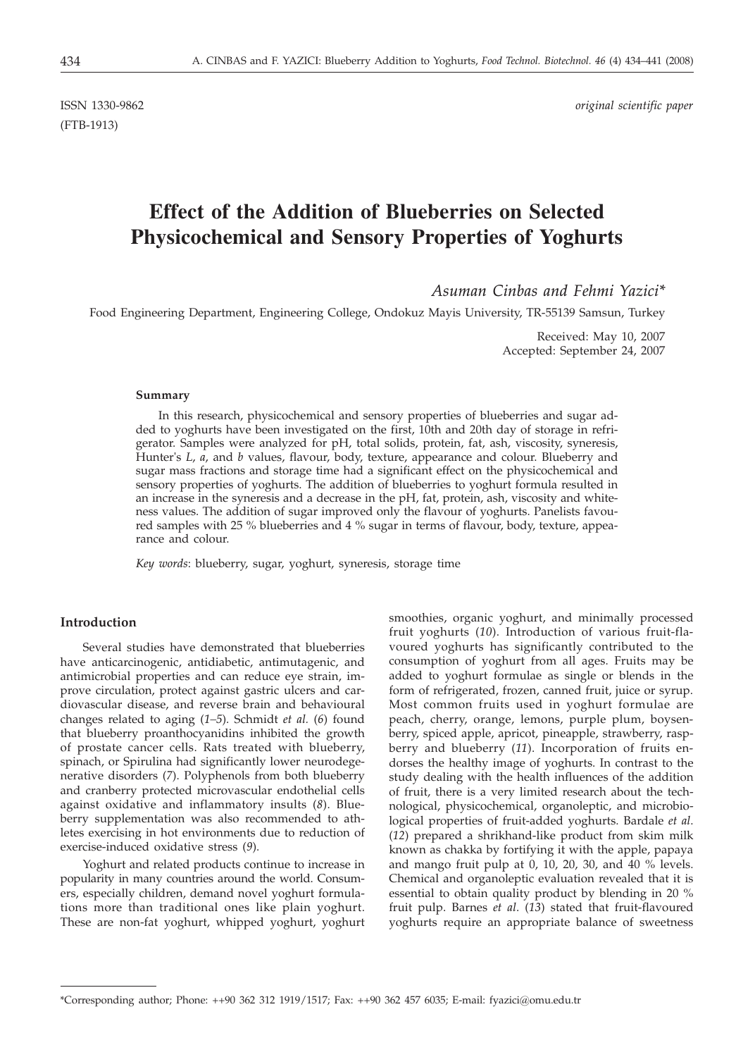ISSN 1330-9862 *original scientific paper*
(FTB-1913)

# Effect of the Addition of Blueberries on Selected Physicochemical and Sensory Properties of Yoghurts

*Asuman Cinbas and Fehmi Yazici\**

Food Engineering Department, Engineering College, Ondokuz Mayis University, TR-55139 Samsun, Turkey

Received: May 10, 2007
Accepted: September 24, 2007

#### Summary

In this research, physicochemical and sensory properties of blueberries and sugar added to yoghurts have been investigated on the first, 10th and 20th day of storage in refrigerator. Samples were analyzed for pH, total solids, protein, fat, ash, viscosity, syneresis, Hunter's *L*, *a*, and *b* values, flavour, body, texture, appearance and colour. Blueberry and sugar mass fractions and storage time had a significant effect on the physicochemical and sensory properties of yoghurts. The addition of blueberries to yoghurt formula resulted in an increase in the syneresis and a decrease in the pH, fat, protein, ash, viscosity and whiteness values. The addition of sugar improved only the flavour of yoghurts. Panelists favoured samples with 25 % blueberries and 4 % sugar in terms of flavour, body, texture, appearance and colour.

*Key words*: blueberry, sugar, yoghurt, syneresis, storage time

## Introduction

Several studies have demonstrated that blueberries have anticarcinogenic, antidiabetic, antimutagenic, and antimicrobial properties and can reduce eye strain, improve circulation, protect against gastric ulcers and cardiovascular disease, and reverse brain and behavioural changes related to aging (*1–5*). Schmidt *et al.* (*6*) found that blueberry proanthocyanidins inhibited the growth of prostate cancer cells. Rats treated with blueberry, spinach, or Spirulina had significantly lower neurodegenerative disorders (*7*). Polyphenols from both blueberry and cranberry protected microvascular endothelial cells against oxidative and inflammatory insults (*8*). Blueberry supplementation was also recommended to athletes exercising in hot environments due to reduction of exercise-induced oxidative stress (*9*).

Yoghurt and related products continue to increase in popularity in many countries around the world. Consumers, especially children, demand novel yoghurt formulations more than traditional ones like plain yoghurt. These are non-fat yoghurt, whipped yoghurt, yoghurt smoothies, organic yoghurt, and minimally processed fruit yoghurts (*10*). Introduction of various fruit-flavoured yoghurts has significantly contributed to the consumption of yoghurt from all ages. Fruits may be added to yoghurt formulae as single or blends in the form of refrigerated, frozen, canned fruit, juice or syrup. Most common fruits used in yoghurt formulae are peach, cherry, orange, lemons, purple plum, boysenberry, spiced apple, apricot, pineapple, strawberry, raspberry and blueberry (*11*). Incorporation of fruits endorses the healthy image of yoghurts. In contrast to the study dealing with the health influences of the addition of fruit, there is a very limited research about the technological, physicochemical, organoleptic, and microbiological properties of fruit-added yoghurts. Bardale *et al.* (*12*) prepared a shrikhand-like product from skim milk known as chakka by fortifying it with the apple, papaya and mango fruit pulp at 0, 10, 20, 30, and 40 % levels. Chemical and organoleptic evaluation revealed that it is essential to obtain quality product by blending in 20 % fruit pulp. Barnes *et al.* (*13*) stated that fruit-flavoured yoghurts require an appropriate balance of sweetness

\*Corresponding author; Phone: ++90 362 312 1919/1517; Fax: ++90 362 457 6035; E-mail: fyazici@omu.edu.tr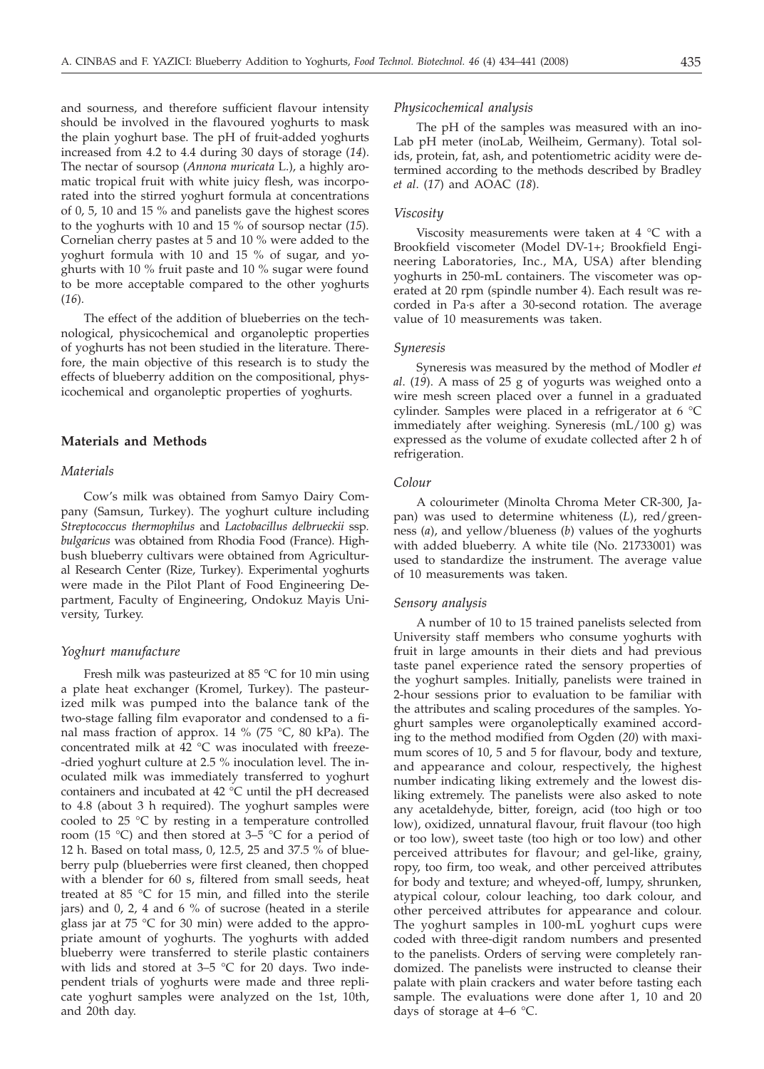and sourness, and therefore sufficient flavour intensity should be involved in the flavoured yoghurts to mask the plain yoghurt base. The pH of fruit-added yoghurts increased from 4.2 to 4.4 during 30 days of storage (*14*). The nectar of soursop (*Annona muricata* L.), a highly aromatic tropical fruit with white juicy flesh, was incorporated into the stirred yoghurt formula at concentrations of 0, 5, 10 and 15 % and panelists gave the highest scores to the yoghurts with 10 and 15 % of soursop nectar (*15*). Cornelian cherry pastes at 5 and 10 % were added to the yoghurt formula with 10 and 15 % of sugar, and yoghurts with 10 % fruit paste and 10 % sugar were found to be more acceptable compared to the other yoghurts (*16*).

The effect of the addition of blueberries on the technological, physicochemical and organoleptic properties of yoghurts has not been studied in the literature. Therefore, the main objective of this research is to study the effects of blueberry addition on the compositional, physicochemical and organoleptic properties of yoghurts.

## Materials and Methods

### Materials

Cow's milk was obtained from Samyo Dairy Company (Samsun, Turkey). The yoghurt culture including *Streptococcus thermophilus* and *Lactobacillus delbrueckii* ssp. *bulgaricus* was obtained from Rhodia Food (France). Highbush blueberry cultivars were obtained from Agricultural Research Center (Rize, Turkey). Experimental yoghurts were made in the Pilot Plant of Food Engineering Department, Faculty of Engineering, Ondokuz Mayis University, Turkey.

### Yoghurt manufacture

Fresh milk was pasteurized at 85 °C for 10 min using a plate heat exchanger (Kromel, Turkey). The pasteurized milk was pumped into the balance tank of the two-stage falling film evaporator and condensed to a final mass fraction of approx. 14 % (75 °C, 80 kPa). The concentrated milk at 42 °C was inoculated with freeze-dried yoghurt culture at 2.5 % inoculation level. The inoculated milk was immediately transferred to yoghurt containers and incubated at 42 °C until the pH decreased to 4.8 (about 3 h required). The yoghurt samples were cooled to 25 °C by resting in a temperature controlled room (15 °C) and then stored at 3–5 °C for a period of 12 h. Based on total mass, 0, 12.5, 25 and 37.5 % of blueberry pulp (blueberries were first cleaned, then chopped with a blender for 60 s, filtered from small seeds, heat treated at 85 °C for 15 min, and filled into the sterile jars) and 0, 2, 4 and 6 % of sucrose (heated in a sterile glass jar at 75 °C for 30 min) were added to the appropriate amount of yoghurts. The yoghurts with added blueberry were transferred to sterile plastic containers with lids and stored at 3–5 °C for 20 days. Two independent trials of yoghurts were made and three replicate yoghurt samples were analyzed on the 1st, 10th, and 20th day.

### Physicochemical analysis

The pH of the samples was measured with an inoLab pH meter (inoLab, Weilheim, Germany). Total solids, protein, fat, ash, and potentiometric acidity were determined according to the methods described by Bradley *et al*. (*17*) and AOAC (*18*).

### Viscosity

Viscosity measurements were taken at 4 °C with a Brookfield viscometer (Model DV-1+; Brookfield Engineering Laboratories, Inc., MA, USA) after blending yoghurts in 250-mL containers. The viscometer was operated at 20 rpm (spindle number 4). Each result was recorded in Pa·s after a 30-second rotation. The average value of 10 measurements was taken.

### Syneresis

Syneresis was measured by the method of Modler *et al*. (*19*). A mass of 25 g of yogurts was weighed onto a wire mesh screen placed over a funnel in a graduated cylinder. Samples were placed in a refrigerator at 6 °C immediately after weighing. Syneresis (mL/100 g) was expressed as the volume of exudate collected after 2 h of refrigeration.

### Colour

A colourimeter (Minolta Chroma Meter CR-300, Japan) was used to determine whiteness (*L*), red/greenness (*a*), and yellow/blueness (*b*) values of the yoghurts with added blueberry. A white tile (No. 21733001) was used to standardize the instrument. The average value of 10 measurements was taken.

### Sensory analysis

A number of 10 to 15 trained panelists selected from University staff members who consume yoghurts with fruit in large amounts in their diets and had previous taste panel experience rated the sensory properties of the yoghurt samples. Initially, panelists were trained in 2-hour sessions prior to evaluation to be familiar with the attributes and scaling procedures of the samples. Yoghurt samples were organoleptically examined according to the method modified from Ogden (*20*) with maximum scores of 10, 5 and 5 for flavour, body and texture, and appearance and colour, respectively, the highest number indicating liking extremely and the lowest disliking extremely. The panelists were also asked to note any acetaldehyde, bitter, foreign, acid (too high or too low), oxidized, unnatural flavour, fruit flavour (too high or too low), sweet taste (too high or too low) and other perceived attributes for flavour; and gel-like, grainy, ropy, too firm, too weak, and other perceived attributes for body and texture; and wheyed-off, lumpy, shrunken, atypical colour, colour leaching, too dark colour, and other perceived attributes for appearance and colour. The yoghurt samples in 100-mL yoghurt cups were coded with three-digit random numbers and presented to the panelists. Orders of serving were completely randomized. The panelists were instructed to cleanse their palate with plain crackers and water before tasting each sample. The evaluations were done after 1, 10 and 20 days of storage at 4–6 °C.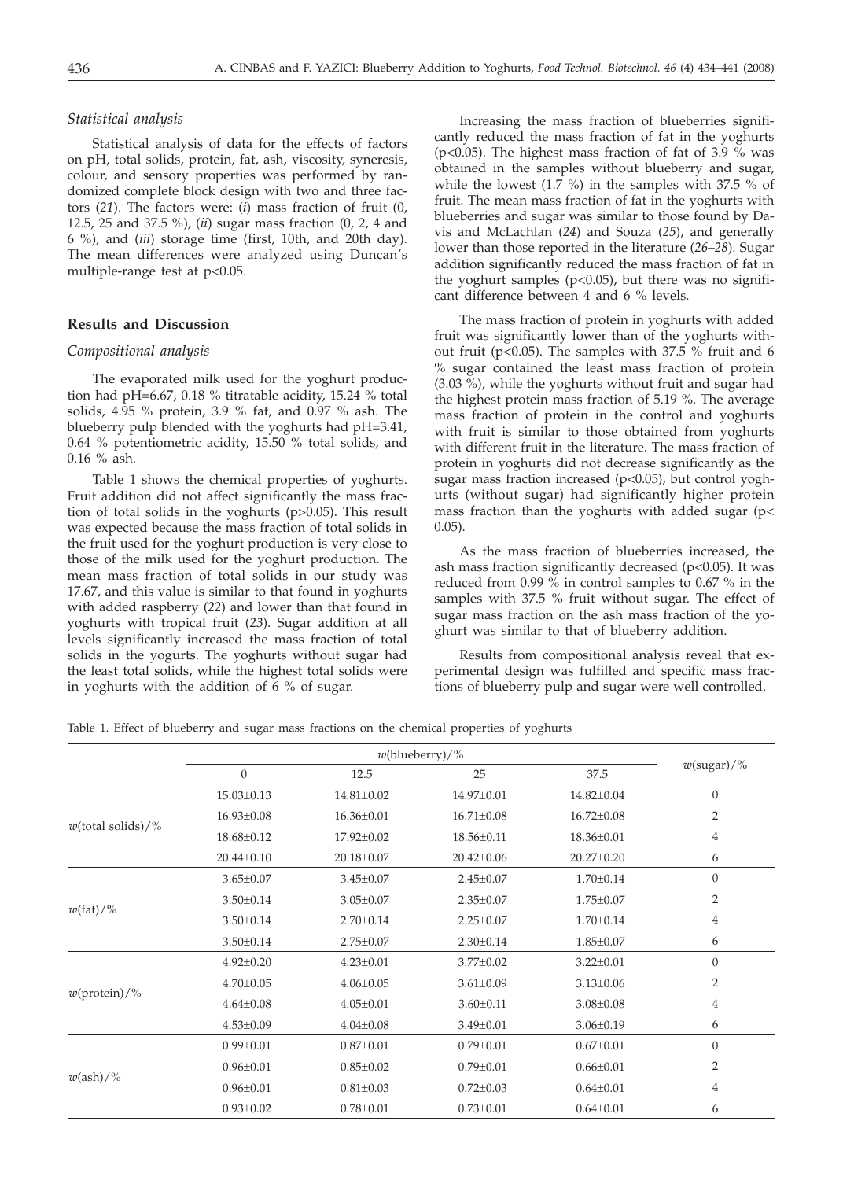*Statistical analysis*

Statistical analysis of data for the effects of factors on pH, total solids, protein, fat, ash, viscosity, syneresis, colour, and sensory properties was performed by randomized complete block design with two and three factors (*21*). The factors were: (*i*) mass fraction of fruit (0, 12.5, 25 and 37.5 %), (*ii*) sugar mass fraction (0, 2, 4 and 6 %), and (*iii*) storage time (first, 10th, and 20th day). The mean differences were analyzed using Duncan's multiple-range test at $p<0.05$.

## Results and Discussion

*Compositional analysis*

The evaporated milk used for the yoghurt production had pH=6.67, 0.18 % titratable acidity, 15.24 % total solids, 4.95 % protein, 3.9 % fat, and 0.97 % ash. The blueberry pulp blended with the yoghurts had pH=3.41, 0.64 % potentiometric acidity, 15.50 % total solids, and 0.16 % ash.

Table 1 shows the chemical properties of yoghurts. Fruit addition did not affect significantly the mass fraction of total solids in the yoghurts ($p>0.05$). This result was expected because the mass fraction of total solids in the fruit used for the yoghurt production is very close to those of the milk used for the yoghurt production. The mean mass fraction of total solids in our study was 17.67, and this value is similar to that found in yoghurts with added raspberry (*22*) and lower than that found in yoghurts with tropical fruit (*23*). Sugar addition at all levels significantly increased the mass fraction of total solids in the yogurts. The yoghurts without sugar had the least total solids, while the highest total solids were in yoghurts with the addition of 6 % of sugar.

Increasing the mass fraction of blueberries significantly reduced the mass fraction of fat in the yoghurts ($p<0.05$). The highest mass fraction of fat of 3.9 % was obtained in the samples without blueberry and sugar, while the lowest (1.7 %) in the samples with 37.5 % of fruit. The mean mass fraction of fat in the yoghurts with blueberries and sugar was similar to those found by Davis and McLachlan (*24*) and Souza (*25*), and generally lower than those reported in the literature (*26–28*). Sugar addition significantly reduced the mass fraction of fat in the yoghurt samples ($p<0.05$), but there was no significant difference between 4 and 6 % levels.

The mass fraction of protein in yoghurts with added fruit was significantly lower than of the yoghurts without fruit ($p<0.05$). The samples with 37.5 % fruit and 6 % sugar contained the least mass fraction of protein (3.03 %), while the yoghurts without fruit and sugar had the highest protein mass fraction of 5.19 %. The average mass fraction of protein in the control and yoghurts with fruit is similar to those obtained from yoghurts with different fruit in the literature. The mass fraction of protein in yoghurts did not decrease significantly as the sugar mass fraction increased ($p<0.05$), but control yoghurts (without sugar) had significantly higher protein mass fraction than the yoghurts with added sugar ($p<0.05$).

As the mass fraction of blueberries increased, the ash mass fraction significantly decreased ($p<0.05$). It was reduced from 0.99 % in control samples to 0.67 % in the samples with 37.5 % fruit without sugar. The effect of sugar mass fraction on the ash mass fraction of the yoghurt was similar to that of blueberry addition.

Results from compositional analysis reveal that experimental design was fulfilled and specific mass fractions of blueberry pulp and sugar were well controlled.

Table 1. Effect of blueberry and sugar mass fractions on the chemical properties of yoghurts

| | $w$(blueberry)/% | | | | $w$(sugar)/% |
|---|---|---|---|---|---|
| | 0 | 12.5 | 25 | 37.5 | |
| $w$(total solids)/% | 15.03±0.13 | 14.81±0.02 | 14.97±0.01 | 14.82±0.04 | 0 |
| | 16.93±0.08 | 16.36±0.01 | 16.71±0.08 | 16.72±0.08 | 2 |
| | 18.68±0.12 | 17.92±0.02 | 18.56±0.11 | 18.36±0.01 | 4 |
| | 20.44±0.10 | 20.18±0.07 | 20.42±0.06 | 20.27±0.20 | 6 |
| $w$(fat)/% | 3.65±0.07 | 3.45±0.07 | 2.45±0.07 | 1.70±0.14 | 0 |
| | 3.50±0.14 | 3.05±0.07 | 2.35±0.07 | 1.75±0.07 | 2 |
| | 3.50±0.14 | 2.70±0.14 | 2.25±0.07 | 1.70±0.14 | 4 |
| | 3.50±0.14 | 2.75±0.07 | 2.30±0.14 | 1.85±0.07 | 6 |
| $w$(protein)/% | 4.92±0.20 | 4.23±0.01 | 3.77±0.02 | 3.22±0.01 | 0 |
| | 4.70±0.05 | 4.06±0.05 | 3.61±0.09 | 3.13±0.06 | 2 |
| | 4.64±0.08 | 4.05±0.01 | 3.60±0.11 | 3.08±0.08 | 4 |
| | 4.53±0.09 | 4.04±0.08 | 3.49±0.01 | 3.06±0.19 | 6 |
| $w$(ash)/% | 0.99±0.01 | 0.87±0.01 | 0.79±0.01 | 0.67±0.01 | 0 |
| | 0.96±0.01 | 0.85±0.02 | 0.79±0.01 | 0.66±0.01 | 2 |
| | 0.96±0.01 | 0.81±0.03 | 0.72±0.03 | 0.64±0.01 | 4 |
| | 0.93±0.02 | 0.78±0.01 | 0.73±0.01 | 0.64±0.01 | 6 |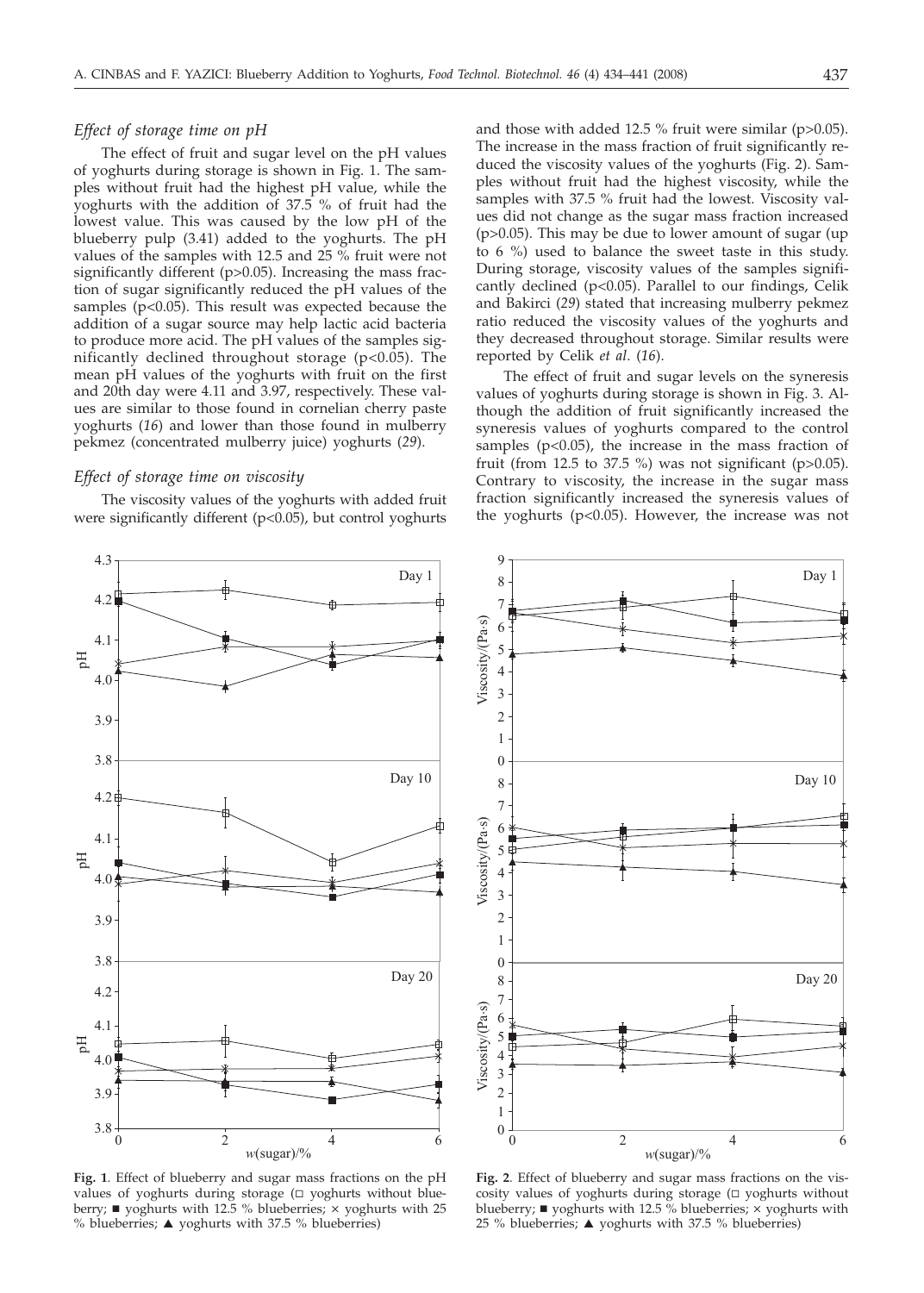### *Effect of storage time on pH*

The effect of fruit and sugar level on the pH values of yoghurts during storage is shown in Fig. 1. The samples without fruit had the highest pH value, while the yoghurts with the addition of 37.5 % of fruit had the lowest value. This was caused by the low pH of the blueberry pulp (3.41) added to the yoghurts. The pH values of the samples with 12.5 and 25 % fruit were not significantly different ($p>0.05$). Increasing the mass fraction of sugar significantly reduced the pH values of the samples ($p<0.05$). This result was expected because the addition of a sugar source may help lactic acid bacteria to produce more acid. The pH values of the samples significantly declined throughout storage ($p<0.05$). The mean pH values of the yoghurts with fruit on the first and 20th day were 4.11 and 3.97, respectively. These values are similar to those found in cornelian cherry paste yoghurts (*16*) and lower than those found in mulberry pekmez (concentrated mulberry juice) yoghurts (*29*).

### *Effect of storage time on viscosity*

The viscosity values of the yoghurts with added fruit were significantly different ($p<0.05$), but control yoghurts and those with added 12.5 % fruit were similar ($p>0.05$). The increase in the mass fraction of fruit significantly reduced the viscosity values of the yoghurts (Fig. 2). Samples without fruit had the highest viscosity, while the samples with 37.5 % fruit had the lowest. Viscosity values did not change as the sugar mass fraction increased ($p>0.05$). This may be due to lower amount of sugar (up to 6 %) used to balance the sweet taste in this study. During storage, viscosity values of the samples significantly declined ($p<0.05$). Parallel to our findings, Celik and Bakirci (*29*) stated that increasing mulberry pekmez ratio reduced the viscosity values of the yoghurts and they decreased throughout storage. Similar results were reported by Celik *et al.* (*16*).

The effect of fruit and sugar levels on the syneresis values of yoghurts during storage is shown in Fig. 3. Although the addition of fruit significantly increased the syneresis values of yoghurts compared to the control samples ($p<0.05$), the increase in the mass fraction of fruit (from 12.5 to 37.5 %) was not significant ($p>0.05$). Contrary to viscosity, the increase in the sugar mass fraction significantly increased the syneresis values of the yoghurts ($p<0.05$). However, the increase was not

**Fig. 1**. Effect of blueberry and sugar mass fractions on the pH values of yoghurts during storage (□ yoghurts without blueberry; ■ yoghurts with 12.5 % blueberries; × yoghurts with 25 % blueberries; ▲ yoghurts with 37.5 % blueberries)

**Fig. 2**. Effect of blueberry and sugar mass fractions on the viscosity values of yoghurts during storage (□ yoghurts without blueberry; ■ yoghurts with 12.5 % blueberries; × yoghurts with 25 % blueberries; ▲ yoghurts with 37.5 % blueberries)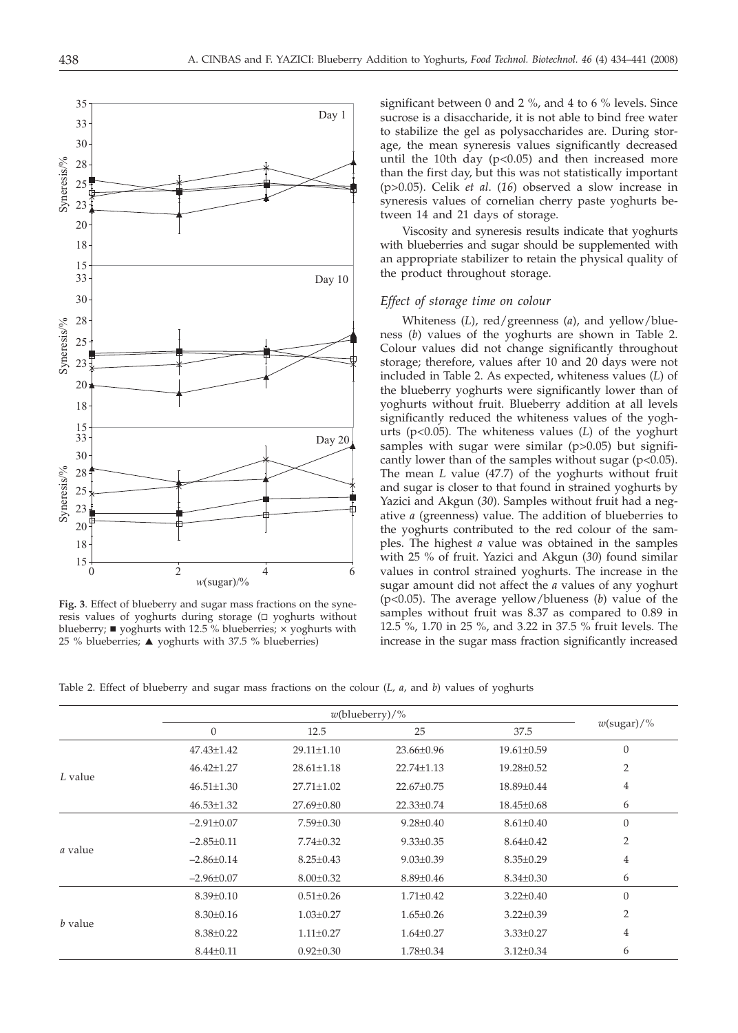Fig. 3. Effect of blueberry and sugar mass fractions on the syneresis values of yoghurts during storage (□ yoghurts without blueberry; ■ yoghurts with 12.5 % blueberries; × yoghurts with 25 % blueberries; ▲ yoghurts with 37.5 % blueberries)

significant between 0 and 2 %, and 4 to 6 % levels. Since sucrose is a disaccharide, it is not able to bind free water to stabilize the gel as polysaccharides are. During storage, the mean syneresis values significantly decreased until the 10th day ($p<0.05$) and then increased more than the first day, but this was not statistically important ($p>0.05$). Celik *et al.* (*16*) observed a slow increase in syneresis values of cornelian cherry paste yoghurts between 14 and 21 days of storage.

Viscosity and syneresis results indicate that yoghurts with blueberries and sugar should be supplemented with an appropriate stabilizer to retain the physical quality of the product throughout storage.

### *Effect of storage time on colour*

Whiteness (*L*), red/greenness (*a*), and yellow/blueness (*b*) values of the yoghurts are shown in Table 2. Colour values did not change significantly throughout storage; therefore, values after 10 and 20 days were not included in Table 2. As expected, whiteness values (*L*) of the blueberry yoghurts were significantly lower than of yoghurts without fruit. Blueberry addition at all levels significantly reduced the whiteness values of the yoghurts ($p<0.05$). The whiteness values (*L*) of the yoghurt samples with sugar were similar ($p>0.05$) but significantly lower than of the samples without sugar ($p<0.05$). The mean *L* value (47.7) of the yoghurts without fruit and sugar is closer to that found in strained yoghurts by Yazici and Akgun (*30*). Samples without fruit had a negative *a* (greenness) value. The addition of blueberries to the yoghurts contributed to the red colour of the samples. The highest *a* value was obtained in the samples with 25 % of fruit. Yazici and Akgun (*30*) found similar values in control strained yoghurts. The increase in the sugar amount did not affect the *a* values of any yoghurt ($p<0.05$). The average yellow/blueness (*b*) value of the samples without fruit was 8.37 as compared to 0.89 in 12.5 %, 1.70 in 25 %, and 3.22 in 37.5 % fruit levels. The increase in the sugar mass fraction significantly increased

Table 2. Effect of blueberry and sugar mass fractions on the colour (*L*, *a*, and *b*) values of yoghurts

| | *w*(blueberry)/% | | | | *w*(sugar)/% |
|---|---|---|---|---|---|
| | 0 | 12.5 | 25 | 37.5 | |
| *L* value | 47.43±1.42 | 29.11±1.10 | 23.66±0.96 | 19.61±0.59 | 0 |
| | 46.42±1.27 | 28.61±1.18 | 22.74±1.13 | 19.28±0.52 | 2 |
| | 46.51±1.30 | 27.71±1.02 | 22.67±0.75 | 18.89±0.44 | 4 |
| | 46.53±1.32 | 27.69±0.80 | 22.33±0.74 | 18.45±0.68 | 6 |
| *a* value | –2.91±0.07 | 7.59±0.30 | 9.28±0.40 | 8.61±0.40 | 0 |
| | –2.85±0.11 | 7.74±0.32 | 9.33±0.35 | 8.64±0.42 | 2 |
| | –2.86±0.14 | 8.25±0.43 | 9.03±0.39 | 8.35±0.29 | 4 |
| | –2.96±0.07 | 8.00±0.32 | 8.89±0.46 | 8.34±0.30 | 6 |
| *b* value | 8.39±0.10 | 0.51±0.26 | 1.71±0.42 | 3.22±0.40 | 0 |
| | 8.30±0.16 | 1.03±0.27 | 1.65±0.26 | 3.22±0.39 | 2 |
| | 8.38±0.22 | 1.11±0.27 | 1.64±0.27 | 3.33±0.27 | 4 |
| | 8.44±0.11 | 0.92±0.30 | 1.78±0.34 | 3.12±0.34 | 6 |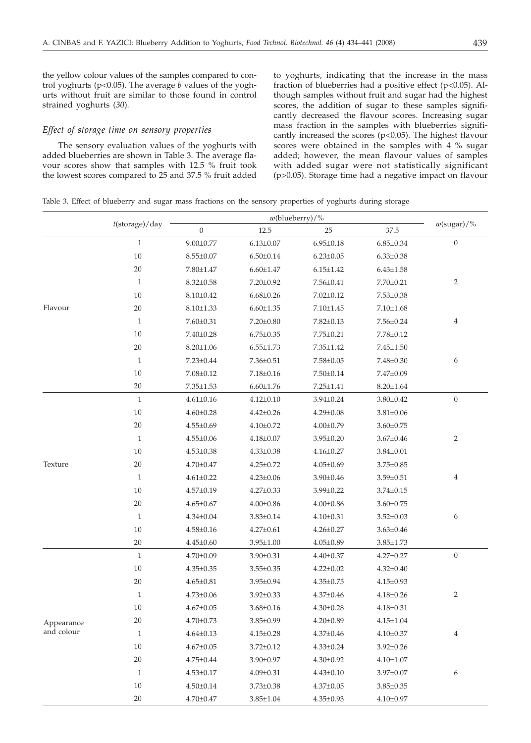the yellow colour values of the samples compared to control yoghurts ($p<0.05$). The average *b* values of the yoghurts without fruit are similar to those found in control strained yoghurts (*30*).

### *Effect of storage time on sensory properties*

The sensory evaluation values of the yoghurts with added blueberries are shown in Table 3. The average flavour scores show that samples with 12.5 % fruit took the lowest scores compared to 25 and 37.5 % fruit added to yoghurts, indicating that the increase in the mass fraction of blueberries had a positive effect ($p<0.05$). Although samples without fruit and sugar had the highest scores, the addition of sugar to these samples significantly decreased the flavour scores. Increasing sugar mass fraction in the samples with blueberries significantly increased the scores ($p<0.05$). The highest flavour scores were obtained in the samples with 4 % sugar added; however, the mean flavour values of samples with added sugar were not statistically significant ($p>0.05$). Storage time had a negative impact on flavour

Table 3. Effect of blueberry and sugar mass fractions on the sensory properties of yoghurts during storage

| | $t$(storage)/day | $w$(blueberry)/% | | | | $w$(sugar)/% |
|---|---|---|---|---|---|---|
| | | 0 | 12.5 | 25 | 37.5 | |
| Flavour | 1 | 9.00±0.77 | 6.13±0.07 | 6.95±0.18 | 6.85±0.34 | 0 |
| | 10 | 8.55±0.07 | 6.50±0.14 | 6.23±0.05 | 6.33±0.38 | |
| | 20 | 7.80±1.47 | 6.60±1.47 | 6.15±1.42 | 6.43±1.58 | |
| | 1 | 8.32±0.58 | 7.20±0.92 | 7.56±0.41 | 7.70±0.21 | 2 |
| | 10 | 8.10±0.42 | 6.68±0.26 | 7.02±0.12 | 7.53±0.38 | |
| | 20 | 8.10±1.33 | 6.60±1.35 | 7.10±1.45 | 7.10±1.68 | |
| | 1 | 7.60±0.31 | 7.20±0.80 | 7.82±0.13 | 7.56±0.24 | 4 |
| | 10 | 7.40±0.28 | 6.75±0.35 | 7.75±0.21 | 7.78±0.12 | |
| | 20 | 8.20±1.06 | 6.55±1.73 | 7.35±1.42 | 7.45±1.50 | |
| | 1 | 7.23±0.44 | 7.36±0.51 | 7.58±0.05 | 7.48±0.30 | 6 |
| | 10 | 7.08±0.12 | 7.18±0.16 | 7.50±0.14 | 7.47±0.09 | |
| | 20 | 7.35±1.53 | 6.60±1.76 | 7.25±1.41 | 8.20±1.64 | |
| Texture | 1 | 4.61±0.16 | 4.12±0.10 | 3.94±0.24 | 3.80±0.42 | 0 |
| | 10 | 4.60±0.28 | 4.42±0.26 | 4.29±0.08 | 3.81±0.06 | |
| | 20 | 4.55±0.69 | 4.10±0.72 | 4.00±0.79 | 3.60±0.75 | |
| | 1 | 4.55±0.06 | 4.18±0.07 | 3.95±0.20 | 3.67±0.46 | 2 |
| | 10 | 4.53±0.38 | 4.33±0.38 | 4.16±0.27 | 3.84±0.01 | |
| | 20 | 4.70±0.47 | 4.25±0.72 | 4.05±0.69 | 3.75±0.85 | |
| | 1 | 4.61±0.22 | 4.23±0.06 | 3.90±0.46 | 3.59±0.51 | 4 |
| | 10 | 4.57±0.19 | 4.27±0.33 | 3.99±0.22 | 3.74±0.15 | |
| | 20 | 4.65±0.67 | 4.00±0.86 | 4.00±0.86 | 3.60±0.75 | |
| | 1 | 4.34±0.04 | 3.83±0.14 | 4.10±0.31 | 3.52±0.03 | 6 |
| | 10 | 4.58±0.16 | 4.27±0.61 | 4.26±0.27 | 3.63±0.46 | |
| | 20 | 4.45±0.60 | 3.95±1.00 | 4.05±0.89 | 3.85±1.73 | |
| Appearance and colour | 1 | 4.70±0.09 | 3.90±0.31 | 4.40±0.37 | 4.27±0.27 | 0 |
| | 10 | 4.35±0.35 | 3.55±0.35 | 4.22±0.02 | 4.32±0.40 | |
| | 20 | 4.65±0.81 | 3.95±0.94 | 4.35±0.75 | 4.15±0.93 | |
| | 1 | 4.73±0.06 | 3.92±0.33 | 4.37±0.46 | 4.18±0.26 | 2 |
| | 10 | 4.67±0.05 | 3.68±0.16 | 4.30±0.28 | 4.18±0.31 | |
| | 20 | 4.70±0.73 | 3.85±0.99 | 4.20±0.89 | 4.15±1.04 | |
| | 1 | 4.64±0.13 | 4.15±0.28 | 4.37±0.46 | 4.10±0.37 | 4 |
| | 10 | 4.67±0.05 | 3.72±0.12 | 4.33±0.24 | 3.92±0.26 | |
| | 20 | 4.75±0.44 | 3.90±0.97 | 4.30±0.92 | 4.10±1.07 | |
| | 1 | 4.53±0.17 | 4.09±0.31 | 4.43±0.10 | 3.97±0.07 | 6 |
| | 10 | 4.50±0.14 | 3.73±0.38 | 4.37±0.05 | 3.85±0.35 | |
| | 20 | 4.70±0.47 | 3.85±1.04 | 4.35±0.93 | 4.10±0.97 | |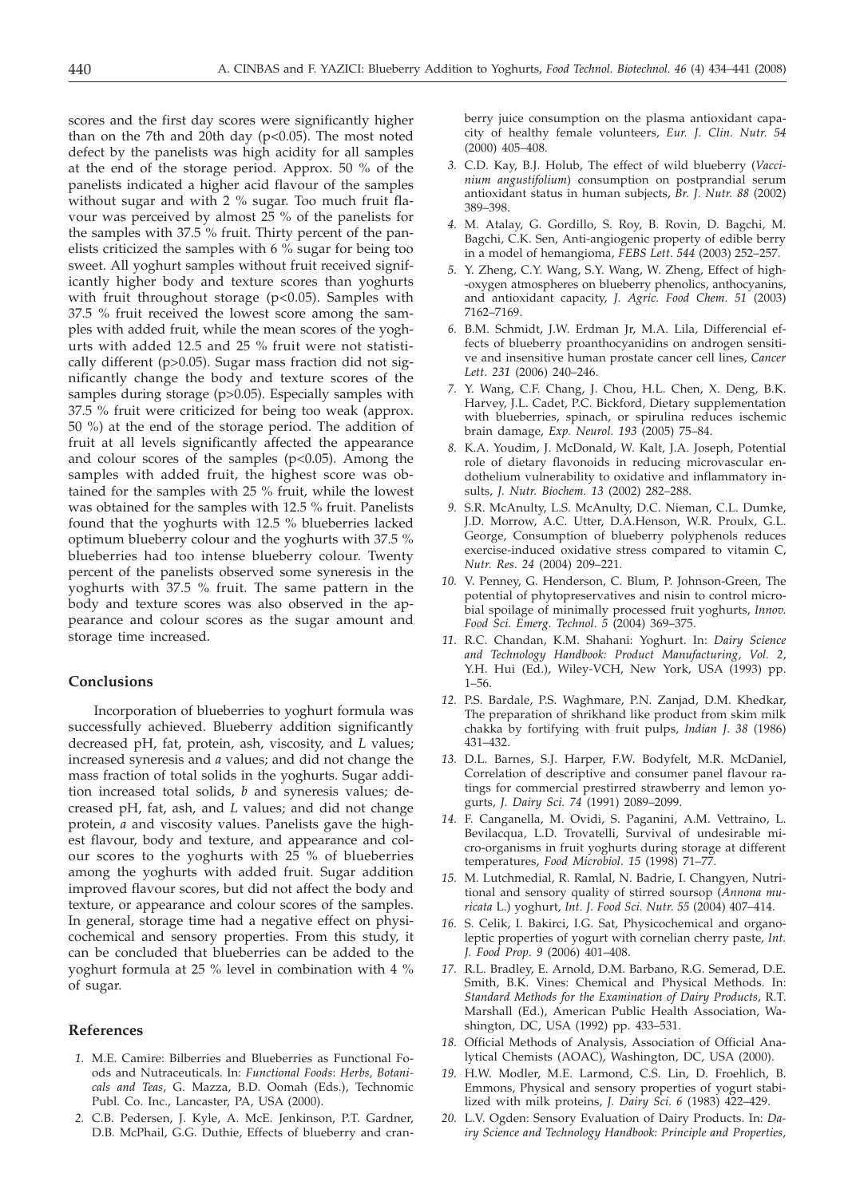scores and the first day scores were significantly higher than on the 7th and 20th day ($p<0.05$). The most noted defect by the panelists was high acidity for all samples at the end of the storage period. Approx. 50 % of the panelists indicated a higher acid flavour of the samples without sugar and with 2 % sugar. Too much fruit flavour was perceived by almost 25 % of the panelists for the samples with 37.5 % fruit. Thirty percent of the panelists criticized the samples with 6 % sugar for being too sweet. All yoghurt samples without fruit received significantly higher body and texture scores than yoghurts with fruit throughout storage ($p<0.05$). Samples with 37.5 % fruit received the lowest score among the samples with added fruit, while the mean scores of the yoghurts with added 12.5 and 25 % fruit were not statistically different ($p>0.05$). Sugar mass fraction did not significantly change the body and texture scores of the samples during storage ($p>0.05$). Especially samples with 37.5 % fruit were criticized for being too weak (approx. 50 %) at the end of the storage period. The addition of fruit at all levels significantly affected the appearance and colour scores of the samples ($p<0.05$). Among the samples with added fruit, the highest score was obtained for the samples with 25 % fruit, while the lowest was obtained for the samples with 12.5 % fruit. Panelists found that the yoghurts with 12.5 % blueberries lacked optimum blueberry colour and the yoghurts with 37.5 % blueberries had too intense blueberry colour. Twenty percent of the panelists observed some syneresis in the yoghurts with 37.5 % fruit. The same pattern in the body and texture scores was also observed in the appearance and colour scores as the sugar amount and storage time increased.

## Conclusions

Incorporation of blueberries to yoghurt formula was successfully achieved. Blueberry addition significantly decreased pH, fat, protein, ash, viscosity, and *L* values; increased syneresis and *a* values; and did not change the mass fraction of total solids in the yoghurts. Sugar addition increased total solids, *b* and syneresis values; decreased pH, fat, ash, and *L* values; and did not change protein, *a* and viscosity values. Panelists gave the highest flavour, body and texture, and appearance and colour scores to the yoghurts with 25 % of blueberries among the yoghurts with added fruit. Sugar addition improved flavour scores, but did not affect the body and texture, or appearance and colour scores of the samples. In general, storage time had a negative effect on physicochemical and sensory properties. From this study, it can be concluded that blueberries can be added to the yoghurt formula at 25 % level in combination with 4 % of sugar.

## References

1. M.E. Camire: Bilberries and Blueberries as Functional Foods and Nutraceuticals. In: *Functional Foods*: *Herbs, Botanicals and Teas*, G. Mazza, B.D. Oomah (Eds.), Technomic Publ. Co. Inc., Lancaster, PA, USA (2000).
2. C.B. Pedersen, J. Kyle, A. McE. Jenkinson, P.T. Gardner, D.B. McPhail, G.G. Duthie, Effects of blueberry and cranberry juice consumption on the plasma antioxidant capacity of healthy female volunteers, *Eur. J. Clin. Nutr. 54* (2000) 405–408.
3. C.D. Kay, B.J. Holub, The effect of wild blueberry (*Vaccinium angustifolium*) consumption on postprandial serum antioxidant status in human subjects, *Br. J. Nutr. 88* (2002) 389–398.
4. M. Atalay, G. Gordillo, S. Roy, B. Rovin, D. Bagchi, M. Bagchi, C.K. Sen, Anti-angiogenic property of edible berry in a model of hemangioma, *FEBS Lett. 544* (2003) 252–257.
5. Y. Zheng, C.Y. Wang, S.Y. Wang, W. Zheng, Effect of high-oxygen atmospheres on blueberry phenolics, anthocyanins, and antioxidant capacity, *J. Agric. Food Chem. 51* (2003) 7162–7169.
6. B.M. Schmidt, J.W. Erdman Jr, M.A. Lila, Differencial effects of blueberry proanthocyanidins on androgen sensitive and insensitive human prostate cancer cell lines, *Cancer Lett. 231* (2006) 240–246.
7. Y. Wang, C.F. Chang, J. Chou, H.L. Chen, X. Deng, B.K. Harvey, J.L. Cadet, P.C. Bickford, Dietary supplementation with blueberries, spinach, or spirulina reduces ischemic brain damage, *Exp. Neurol. 193* (2005) 75–84.
8. K.A. Youdim, J. McDonald, W. Kalt, J.A. Joseph, Potential role of dietary flavonoids in reducing microvascular endothelium vulnerability to oxidative and inflammatory insults, *J. Nutr. Biochem. 13* (2002) 282–288.
9. S.R. McAnulty, L.S. McAnulty, D.C. Nieman, C.L. Dumke, J.D. Morrow, A.C. Utter, D.A.Henson, W.R. Proulx, G.L. George, Consumption of blueberry polyphenols reduces exercise-induced oxidative stress compared to vitamin C, *Nutr. Res*. *24* (2004) 209–221.
10. V. Penney, G. Henderson, C. Blum, P. Johnson-Green, The potential of phytopreservatives and nisin to control microbial spoilage of minimally processed fruit yoghurts, *Innov. Food Sci. Emerg. Technol*. *5* (2004) 369–375.
11. R.C. Chandan, K.M. Shahani: Yoghurt. In: *Dairy Science and Technology Handbook: Product Manufacturing*, *Vol. 2*, Y.H. Hui (Ed.), Wiley-VCH, New York, USA (1993) pp. 1–56.
12. P.S. Bardale, P.S. Waghmare, P.N. Zanjad, D.M. Khedkar, The preparation of shrikhand like product from skim milk chakka by fortifying with fruit pulps, *Indian J. 38* (1986) 431–432.
13. D.L. Barnes, S.J. Harper, F.W. Bodyfelt, M.R. McDaniel, Correlation of descriptive and consumer panel flavour ratings for commercial prestirred strawberry and lemon yogurts, *J. Dairy Sci. 74* (1991) 2089–2099.
14. F. Canganella, M. Ovidi, S. Paganini, A.M. Vettraino, L. Bevilacqua, L.D. Trovatelli, Survival of undesirable micro-organisms in fruit yoghurts during storage at different temperatures, *Food Microbiol*. *15* (1998) 71–77.
15. M. Lutchmedial, R. Ramlal, N. Badrie, I. Changyen, Nutritional and sensory quality of stirred soursop (*Annona muricata* L.) yoghurt, *Int. J. Food Sci. Nutr. 55* (2004) 407–414.
16. S. Celik, I. Bakirci, I.G. Sat, Physicochemical and organoleptic properties of yogurt with cornelian cherry paste, *Int. J. Food Prop*. *9* (2006) 401–408.
17. R.L. Bradley, E. Arnold, D.M. Barbano, R.G. Semerad, D.E. Smith, B.K. Vines: Chemical and Physical Methods. In: *Standard Methods for the Examination of Dairy Products*, R.T. Marshall (Ed.), American Public Health Association, Washington, DC, USA (1992) pp. 433–531.
18. Official Methods of Analysis, Association of Official Analytical Chemists (AOAC), Washington, DC, USA (2000).
19. H.W. Modler, M.E. Larmond, C.S. Lin, D. Froehlich, B. Emmons, Physical and sensory properties of yogurt stabilized with milk proteins, *J. Dairy Sci. 6* (1983) 422–429.
20. L.V. Ogden: Sensory Evaluation of Dairy Products. In: *Dairy Science and Technology Handbook: Principle and Properties*,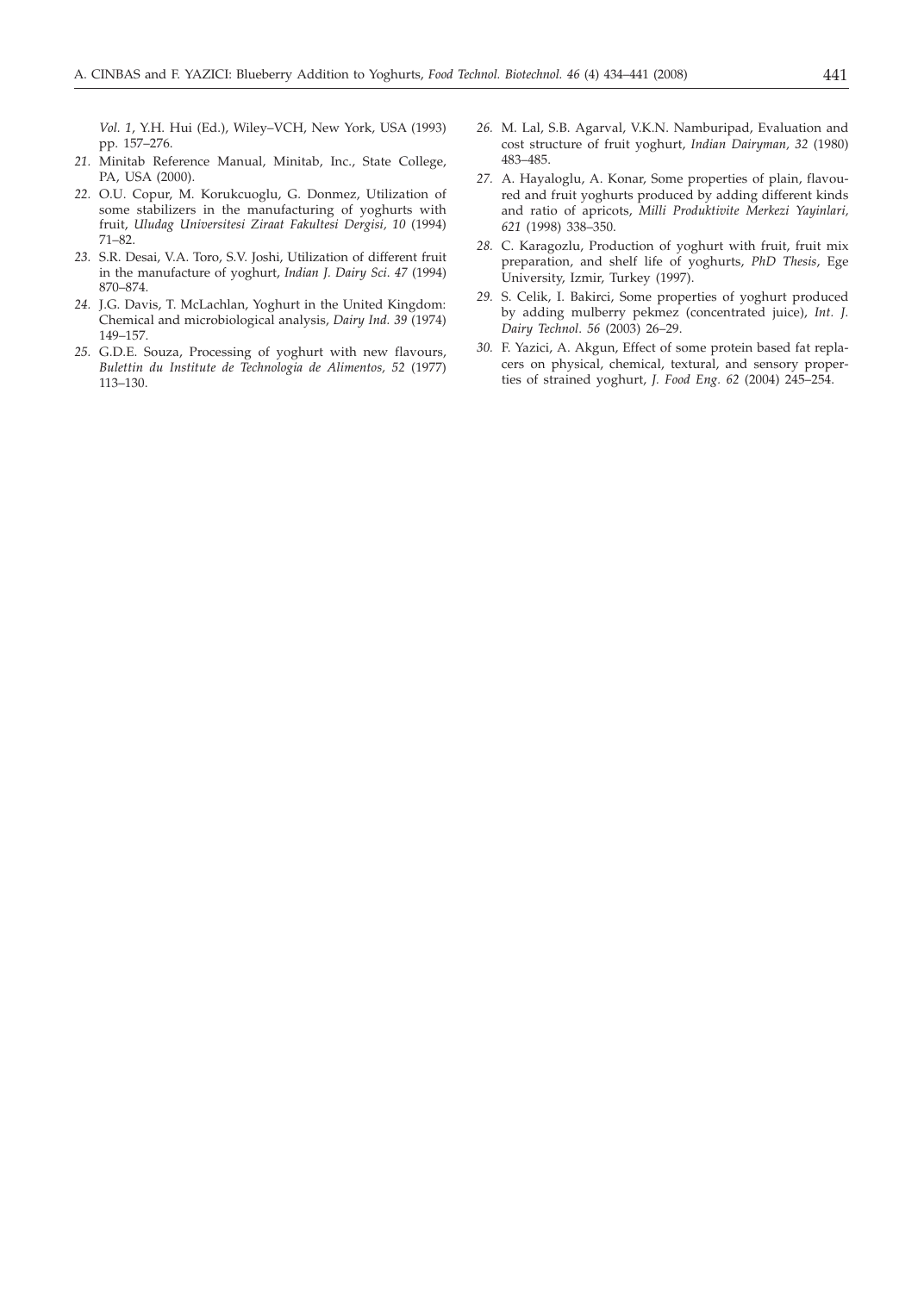*Vol. 1*, Y.H. Hui (Ed.), Wiley–VCH, New York, USA (1993) pp. 157–276.

*21.* Minitab Reference Manual, Minitab, Inc., State College, PA, USA (2000).

*22.* O.U. Copur, M. Korukcuoglu, G. Donmez, Utilization of some stabilizers in the manufacturing of yoghurts with fruit, *Uludag Universitesi Ziraat Fakultesi Dergisi, 10* (1994) 71–82.

*23.* S.R. Desai, V.A. Toro, S.V. Joshi, Utilization of different fruit in the manufacture of yoghurt, *Indian J. Dairy Sci. 47* (1994) 870–874.

*24.* J.G. Davis, T. McLachlan, Yoghurt in the United Kingdom: Chemical and microbiological analysis, *Dairy Ind. 39* (1974) 149–157.

*25.* G.D.E. Souza, Processing of yoghurt with new flavours, *Bulettin du Institute de Technologia de Alimentos, 52* (1977) 113–130.

*26.* M. Lal, S.B. Agarval, V.K.N. Namburipad, Evaluation and cost structure of fruit yoghurt, *Indian Dairyman, 32* (1980) 483–485.

*27.* A. Hayaloglu, A. Konar, Some properties of plain, flavoured and fruit yoghurts produced by adding different kinds and ratio of apricots, *Milli Produktivite Merkezi Yayinlari, 621* (1998) 338–350.

*28.* C. Karagozlu, Production of yoghurt with fruit, fruit mix preparation, and shelf life of yoghurts, *PhD Thesis*, Ege University, Izmir, Turkey (1997).

*29.* S. Celik, I. Bakirci, Some properties of yoghurt produced by adding mulberry pekmez (concentrated juice), *Int. J. Dairy Technol. 56* (2003) 26–29.

*30.* F. Yazici, A. Akgun, Effect of some protein based fat replacers on physical, chemical, textural, and sensory properties of strained yoghurt, *J. Food Eng. 62* (2004) 245–254.